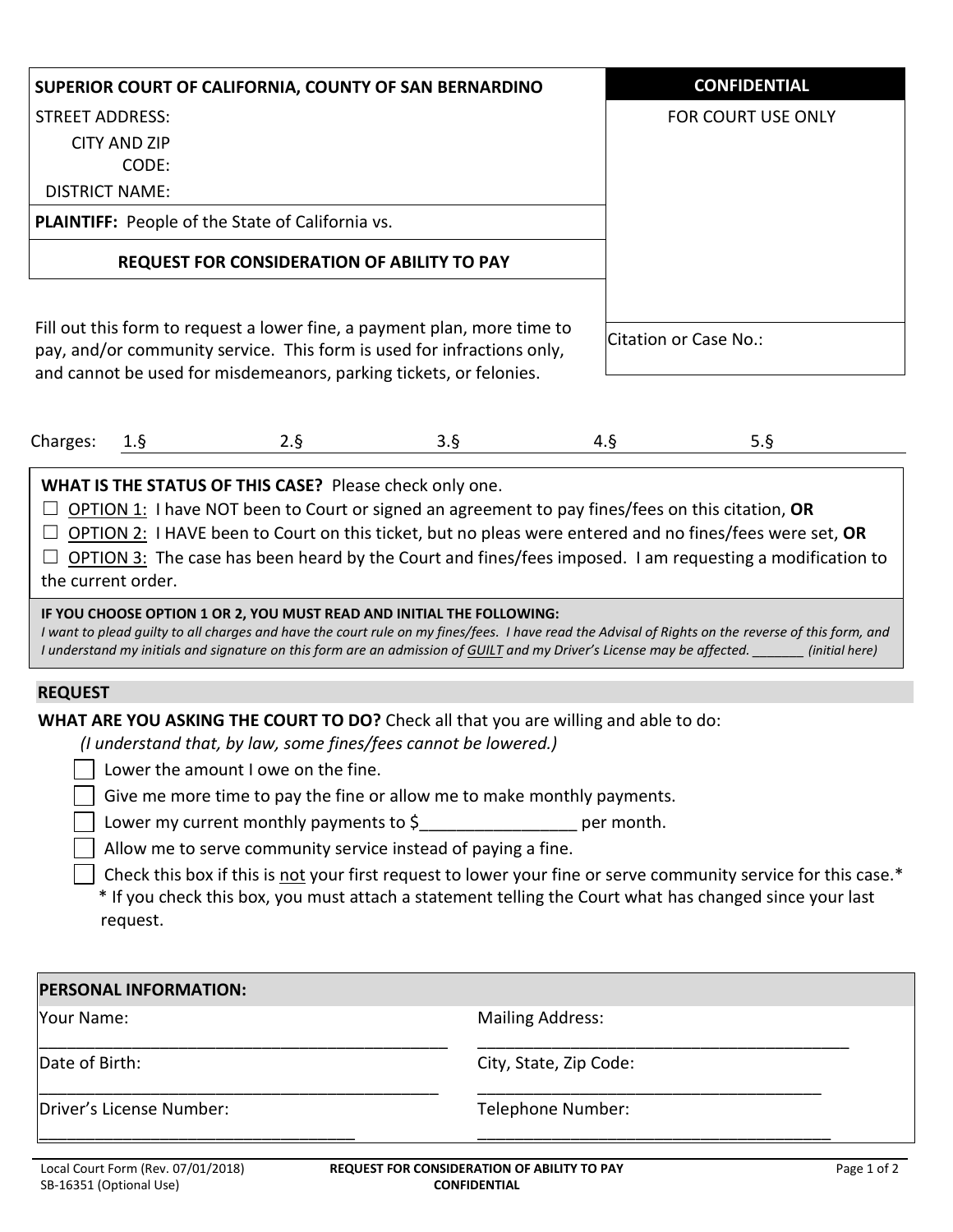**SUPERIOR COURT OF CALIFORNIA, COUNTY OF SAN BERNARDINO**

STREET ADDRESS:

CITY AND ZIP CODE:

DISTRICT NAME:

**PLAINTIFF:** People of the State of California vs.

**REQUEST FOR CONSIDERATION OF ABILITY TO PAY**

**CONFIDENTIAL**

FOR COURT USE ONLY

Citation or Case No.:

Fill out this form to request a lower fine, a payment plan, more time to pay, and/or community service. This form is used for infractions only, and cannot be used for misdemeanors, parking tickets, or felonies.

Charges: 1.§ 2.§ 3.§ 4.§ 5.§

**WHAT IS THE STATUS OF THIS CASE?** Please check only one.

☐ OPTION 1: I have NOT been to Court or signed an agreement to pay fines/fees on this citation, **OR**

☐ OPTION 2: I HAVE been to Court on this ticket, but no pleas were entered and no fines/fees were set, **OR**

☐ OPTION 3: The case has been heard by the Court and fines/fees imposed. I am requesting a modification to the current order.

**IF YOU CHOOSE OPTION 1 OR 2, YOU MUST READ AND INITIAL THE FOLLOWING:**

*I want to plead guilty to all charges and have the court rule on my fines/fees. I have read the Advisal of Rights on the reverse of this form, and I understand my initials and signature on this form are an admission of GUILT and my Driver's License may be affected. _______ (initial here)*

## REQUEST

**WHAT ARE YOU ASKING THE COURT TO DO?** Check all that you are willing and able to do:

*(I understand that, by law, some fines/fees cannot be lowered.)*

☐ Lower the amount I owe on the fine.

☐ Give me more time to pay the fine or allow me to make monthly payments.

☐ Lower my current monthly payments to $_________________ per month.

☐ Allow me to serve community service instead of paying a fine.

☐ Check this box if this is not your first request to lower your fine or serve community service for this case.*

\* If you check this box, you must attach a statement telling the Court what has changed since your last request.

## PERSONAL INFORMATION:

| | |
|---|---|
| Your Name: ______________________________ | Mailing Address: ______________________________ |
| Date of Birth: ______________________________ | City, State, Zip Code: ______________________________ |
| Driver's License Number: ______________________________ | Telephone Number: ______________________________ |

Local Court Form (Rev. 07/01/2018)
SB-16351 (Optional Use)

**REQUEST FOR CONSIDERATION OF ABILITY TO PAY**
**CONFIDENTIAL**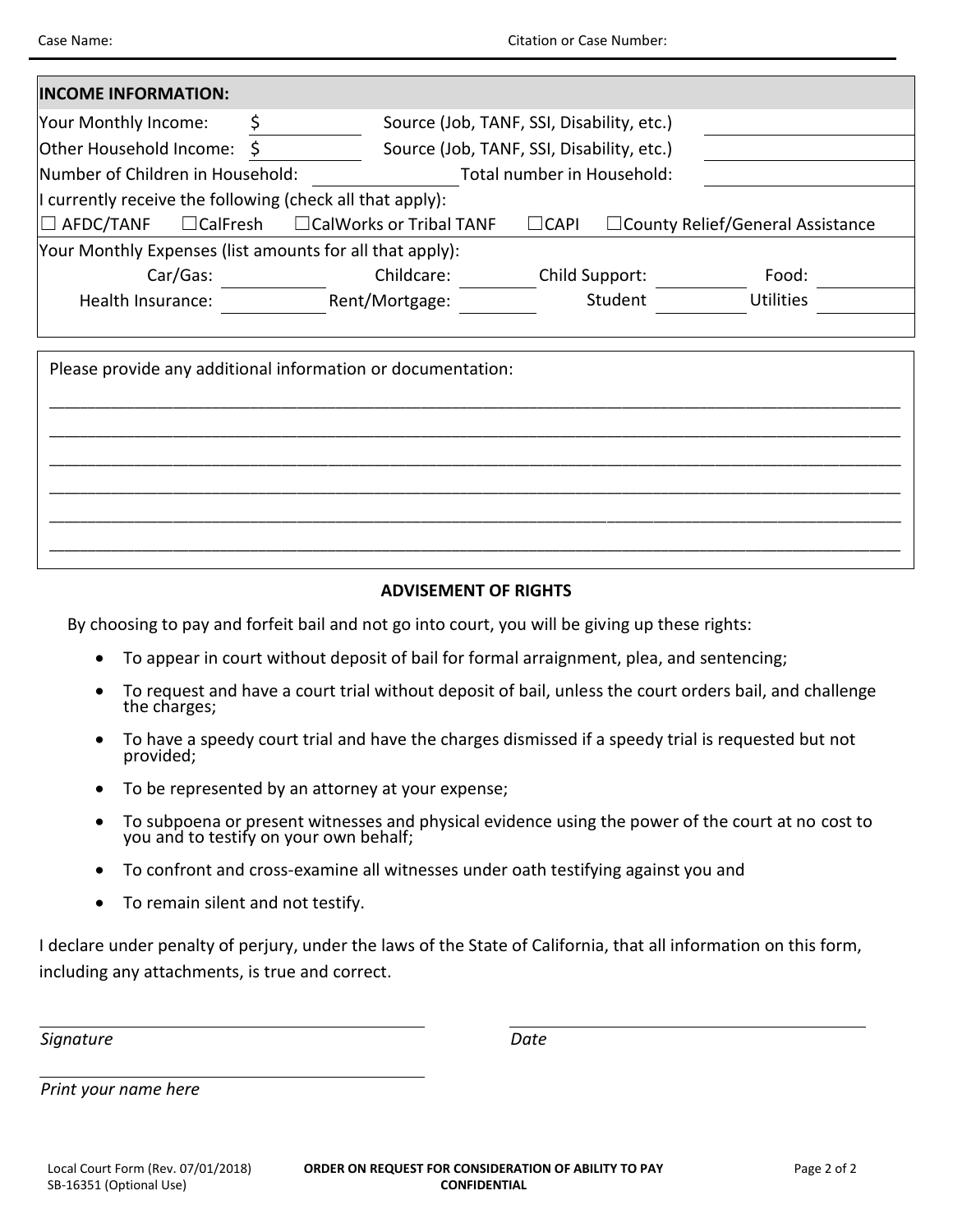Case Name: Citation or Case Number:

| **INCOME INFORMATION:** | | | |
|---|---|---|---|
| Your Monthly Income: $ | | Source (Job, TANF, SSI, Disability, etc.) | |
| Other Household Income: $ | | Source (Job, TANF, SSI, Disability, etc.) | |
| Number of Children in Household: | | Total number in Household: | |

I currently receive the following (check all that apply):

☐ AFDC/TANF ☐CalFresh ☐CalWorks or Tribal TANF ☐CAPI ☐County Relief/General Assistance

Your Monthly Expenses (list amounts for all that apply):

| | | | | | | | |
|---|---|---|---|---|---|---|---|
| Car/Gas: | | Childcare: | | Child Support: | | Food: | |
| Health Insurance: | | Rent/Mortgage: | | Student | | Utilities | |

Please provide any additional information or documentation:

______________________________________________________________________________

______________________________________________________________________________

______________________________________________________________________________

______________________________________________________________________________

______________________________________________________________________________

______________________________________________________________________________

## ADVISEMENT OF RIGHTS

By choosing to pay and forfeit bail and not go into court, you will be giving up these rights:

- To appear in court without deposit of bail for formal arraignment, plea, and sentencing;
- To request and have a court trial without deposit of bail, unless the court orders bail, and challenge the charges;
- To have a speedy court trial and have the charges dismissed if a speedy trial is requested but not provided;
- To be represented by an attorney at your expense;
- To subpoena or present witnesses and physical evidence using the power of the court at no cost to you and to testify on your own behalf;
- To confront and cross-examine all witnesses under oath testifying against you and
- To remain silent and not testify.

I declare under penalty of perjury, under the laws of the State of California, that all information on this form, including any attachments, is true and correct.

______________________________ ______________________________

*Signature* *Date*

______________________________

*Print your name here*

Local Court Form (Rev. 07/01/2018)
SB-16351 (Optional Use)

**ORDER ON REQUEST FOR CONSIDERATION OF ABILITY TO PAY**
**CONFIDENTIAL**